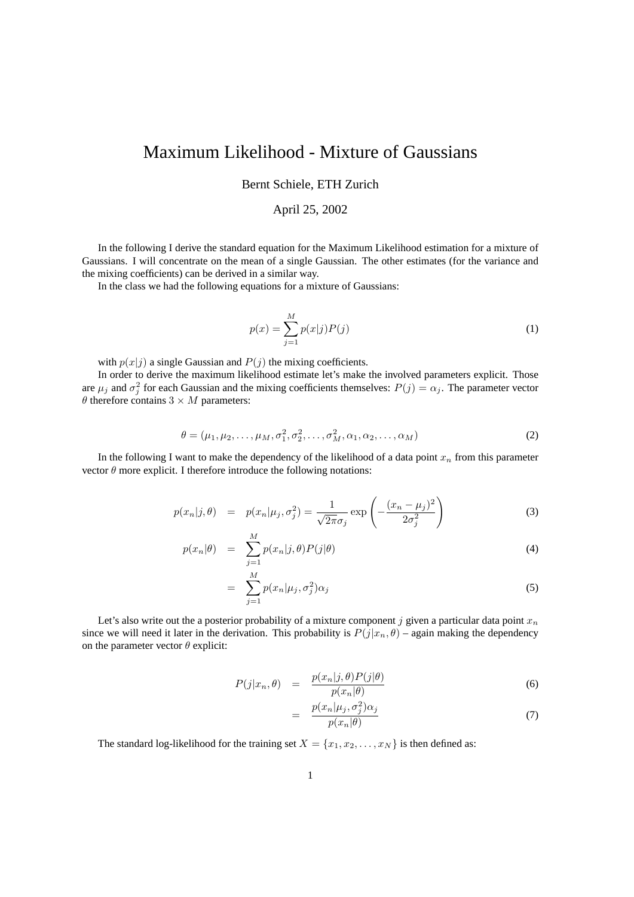# Maximum Likelihood - Mixture of Gaussians

Bernt Schiele, ETH Zurich

April 25, 2002

In the following I derive the standard equation for the Maximum Likelihood estimation for a mixture of Gaussians. I will concentrate on the mean of a single Gaussian. The other estimates (for the variance and the mixing coefficients) can be derived in a similar way.

In the class we had the following equations for a mixture of Gaussians:

$$p(x) = \sum_{j=1}^{M} p(x|j)P(j) \tag{1}$$

with $p(x|j)$ a single Gaussian and $P(j)$ the mixing coefficients.

In order to derive the maximum likelihood estimate let's make the involved parameters explicit. Those are $\mu_j$ and $\sigma_j^2$ for each Gaussian and the mixing coefficients themselves: $P(j) = \alpha_j$. The parameter vector $\theta$ therefore contains $3 \times M$ parameters:

$$\theta = (\mu_1, \mu_2, \ldots, \mu_M, \sigma_1^2, \sigma_2^2, \ldots, \sigma_M^2, \alpha_1, \alpha_2, \ldots, \alpha_M) \tag{2}$$

In the following I want to make the dependency of the likelihood of a data point $x_n$ from this parameter vector $\theta$ more explicit. I therefore introduce the following notations:

$$p(x_n|j,\theta) = p(x_n|\mu_j, \sigma_j^2) = \frac{1}{\sqrt{2\pi}\sigma_j} \exp\left(-\frac{(x_n - \mu_j)^2}{2\sigma_j^2}\right) \tag{3}$$

$$p(x_n|\theta) = \sum_{j=1}^{M} p(x_n|j,\theta)P(j|\theta) \tag{4}$$

$$= \sum_{j=1}^{M} p(x_n|\mu_j, \sigma_j^2)\alpha_j \tag{5}$$

Let's also write out the a posterior probability of a mixture component $j$ given a particular data point $x_n$ since we will need it later in the derivation. This probability is $P(j|x_n, \theta)$ – again making the dependency on the parameter vector $\theta$ explicit:

$$P(j|x_n,\theta) = \frac{p(x_n|j,\theta)P(j|\theta)}{p(x_n|\theta)} \tag{6}$$

$$= \frac{p(x_n|\mu_j, \sigma_j^2)\alpha_j}{p(x_n|\theta)} \tag{7}$$

The standard log-likelihood for the training set $X = \{x_1, x_2, \ldots, x_N\}$ is then defined as: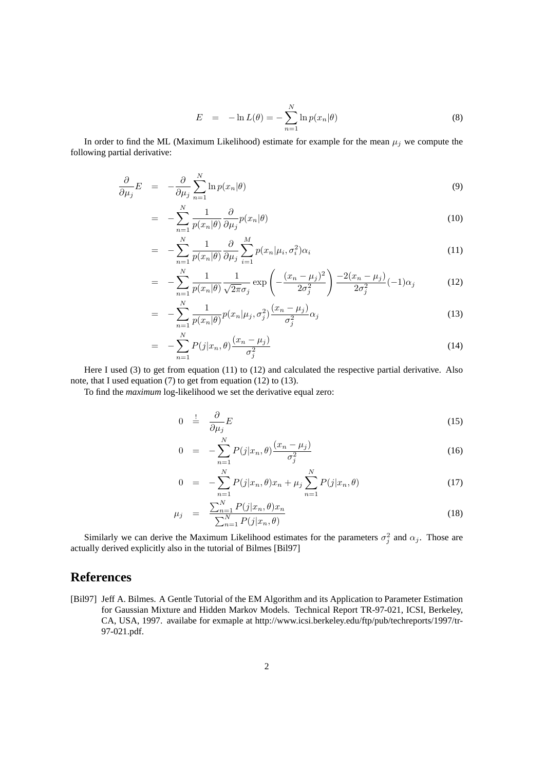$$E = -\ln L(\theta) = -\sum_{n=1}^{N} \ln p(x_n|\theta) \tag{8}$$

In order to find the ML (Maximum Likelihood) estimate for example for the mean $\mu_j$ we compute the following partial derivative:

$$\frac{\partial}{\partial \mu_j} E = -\frac{\partial}{\partial \mu_j} \sum_{n=1}^{N} \ln p(x_n|\theta) \tag{9}$$

$$= -\sum_{n=1}^{N} \frac{1}{p(x_n|\theta)} \frac{\partial}{\partial \mu_j} p(x_n|\theta) \tag{10}$$

$$= -\sum_{n=1}^{N} \frac{1}{p(x_n|\theta)} \frac{\partial}{\partial \mu_j} \sum_{i=1}^{M} p(x_n|\mu_i, \sigma_i^2)\alpha_i \tag{11}$$

$$= -\sum_{n=1}^{N} \frac{1}{p(x_n|\theta)} \frac{1}{\sqrt{2\pi}\sigma_j} \exp\left(-\frac{(x_n - \mu_j)^2}{2\sigma_j^2}\right) \frac{-2(x_n - \mu_j)}{2\sigma_j^2}(-1)\alpha_j \tag{12}$$

$$= -\sum_{n=1}^{N} \frac{1}{p(x_n|\theta)} p(x_n|\mu_j, \sigma_j^2) \frac{(x_n - \mu_j)}{\sigma_j^2} \alpha_j \tag{13}$$

$$= -\sum_{n=1}^{N} P(j|x_n, \theta) \frac{(x_n - \mu_j)}{\sigma_j^2} \tag{14}$$

Here I used (3) to get from equation (11) to (12) and calculated the respective partial derivative. Also note, that I used equation (7) to get from equation (12) to (13).

To find the *maximum* log-likelihood we set the derivative equal zero:

$$0 \overset{!}{=} \frac{\partial}{\partial \mu_j} E \tag{15}$$

$$0 = -\sum_{n=1}^{N} P(j|x_n, \theta) \frac{(x_n - \mu_j)}{\sigma_j^2} \tag{16}$$

$$0 = -\sum_{n=1}^{N} P(j|x_n, \theta) x_n + \mu_j \sum_{n=1}^{N} P(j|x_n, \theta) \tag{17}$$

$$\mu_j = \frac{\sum_{n=1}^{N} P(j|x_n, \theta) x_n}{\sum_{n=1}^{N} P(j|x_n, \theta)} \tag{18}$$

Similarly we can derive the Maximum Likelihood estimates for the parameters $\sigma_j^2$ and $\alpha_j$. Those are actually derived explicitly also in the tutorial of Bilmes [Bil97]

# References

[Bil97] Jeff A. Bilmes. A Gentle Tutorial of the EM Algorithm and its Application to Parameter Estimation for Gaussian Mixture and Hidden Markov Models. Technical Report TR-97-021, ICSI, Berkeley, CA, USA, 1997. availabe for exmaple at http://www.icsi.berkeley.edu/ftp/pub/techreports/1997/tr-97-021.pdf.